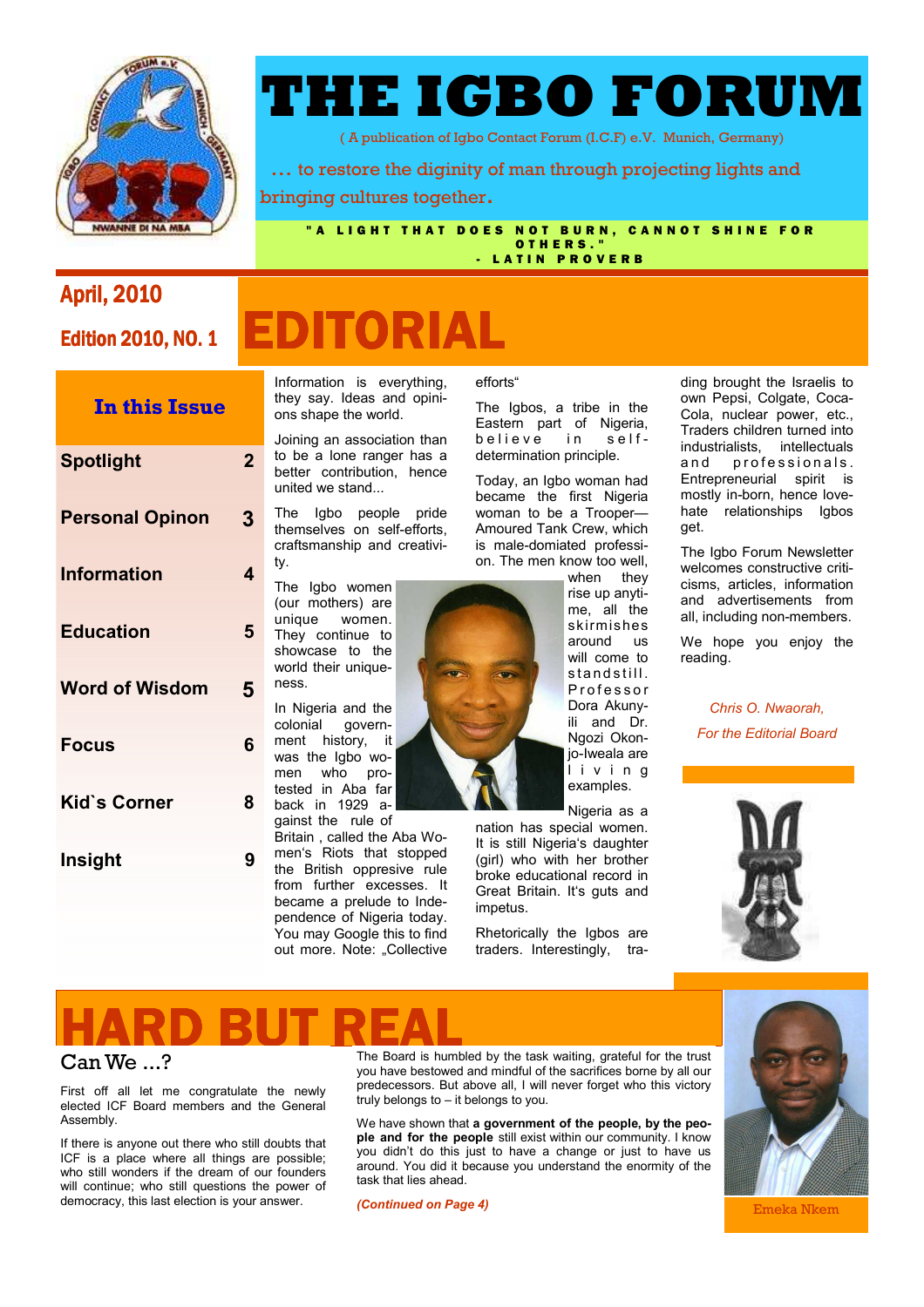# THE IGBO FORUM

( A publication of Igbo Contact Forum (I.C.F) e.V. Munich, Germany)

… to restore the diginity of man through projecting lights and bringing cultures together.

"A LIGHT THAT DOES NOT BURN, CANNOT SHINE FOR OTHERS." - LATIN PROVERB

April, 2010

Edition 2010, NO. 1

## In this Issue

| | |
|---|---|
| Spotlight | 2 |
| Personal Opinon | 3 |
| Information | 4 |
| Education | 5 |
| Word of Wisdom | 5 |
| Focus | 6 |
| Kid`s Corner | 8 |
| Insight | 9 |

# EDITORIAL

Information is everything, they say. Ideas and opinions shape the world.

Joining an association than to be a lone ranger has a better contribution, hence united we stand...

The Igbo people pride themselves on self-efforts, craftsmanship and creativity.

The Igbo women (our mothers) are unique women. They continue to showcase to the world their uniqueness.

In Nigeria and the colonial government history, it was the Igbo women who protested in Aba far back in 1929 against the rule of Britain , called the Aba Women's Riots that stopped the British oppresive rule from further excesses. It became a prelude to Independence of Nigeria today. You may Google this to find out more. Note: „Collective efforts"

The Igbos, a tribe in the Eastern part of Nigeria, believe in self-determination principle.

Today, an Igbo woman had became the first Nigeria woman to be a Trooper—Amoured Tank Crew, which is male-domiated profession. The men know too well, when they rise up anytime, all the skirmishes around us will come to standstill. Professor Dora Akunyili and Dr. Ngozi Okonjo-Iweala are living examples.

Nigeria as a nation has special women. It is still Nigeria's daughter (girl) who with her brother broke educational record in Great Britain. It's guts and impetus.

Rhetorically the Igbos are traders. Interestingly, trading brought the Israelis to own Pepsi, Colgate, Coca-Cola, nuclear power, etc., Traders children turned into industrialists, intellectuals and professionals. Entrepreneurial spirit is mostly in-born, hence love-hate relationships Igbos get.

The Igbo Forum Newsletter welcomes constructive criticisms, articles, information and advertisements from all, including non-members.

We hope you enjoy the reading.

*Chris O. Nwaorah,*

*For the Editorial Board*

# HARD BUT REAL

## Can We ...?

First off all let me congratulate the newly elected ICF Board members and the General Assembly.

If there is anyone out there who still doubts that ICF is a place where all things are possible; who still wonders if the dream of our founders will continue; who still questions the power of democracy, this last election is your answer.

The Board is humbled by the task waiting, grateful for the trust you have bestowed and mindful of the sacrifices borne by all our predecessors. But above all, I will never forget who this victory truly belongs to – it belongs to you.

We have shown that **a government of the people, by the people and for the people** still exist within our community. I know you didn't do this just to have a change or just to have us around. You did it because you understand the enormity of the task that lies ahead.

***(Continued on Page 4)***

Emeka Nkem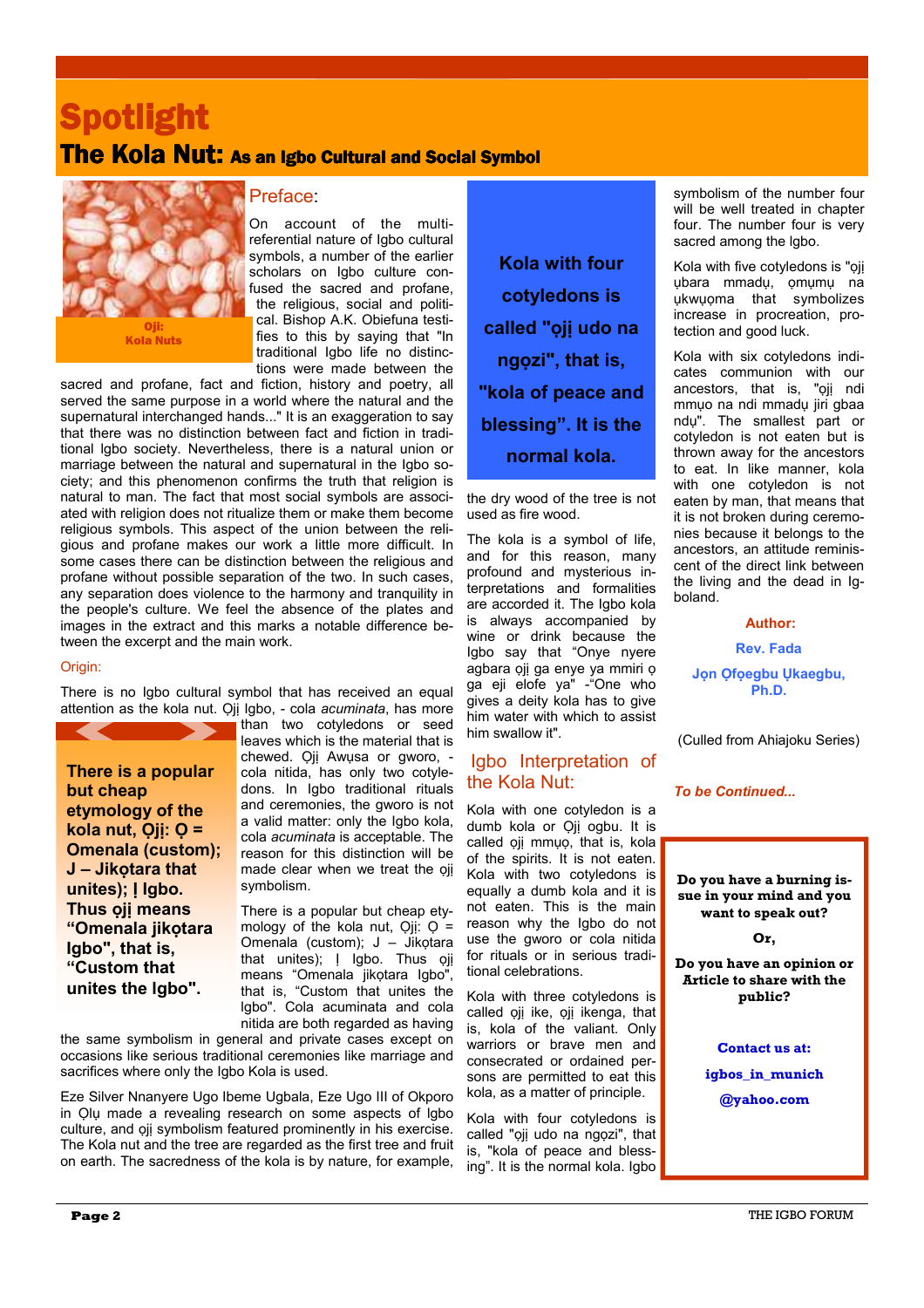# Spotlight

## The Kola Nut: As an Igbo Cultural and Social Symbol

Ọjị:
Kola Nuts

### Preface:

On account of the multi-referential nature of Igbo cultural symbols, a number of the earlier scholars on Igbo culture confused the sacred and profane, the religious, social and political. Bishop A.K. Obiefuna testifies to this by saying that "In traditional Igbo life no distinctions were made between the sacred and profane, fact and fiction, history and poetry, all served the same purpose in a world where the natural and the supernatural interchanged hands..." It is an exaggeration to say that there was no distinction between fact and fiction in traditional Igbo society. Nevertheless, there is a natural union or marriage between the natural and supernatural in the Igbo society; and this phenomenon confirms the truth that religion is natural to man. The fact that most social symbols are associated with religion does not ritualize them or make them become religious symbols. This aspect of the union between the religious and profane makes our work a little more difficult. In some cases there can be distinction between the religious and profane without possible separation of the two. In such cases, any separation does violence to the harmony and tranquility in the people's culture. We feel the absence of the plates and images in the extract and this marks a notable difference between the excerpt and the main work.

### Origin:

There is no Igbo cultural symbol that has received an equal attention as the kola nut. Ọjị Igbo, - cola *acuminata*, has more than two cotyledons or seed leaves which is the material that is chewed. Ọjị Awụsa or gworo, - cola nitida, has only two cotyledons. In Igbo traditional rituals and ceremonies, the gworo is not a valid matter: only the Igbo kola, cola *acuminata* is acceptable. The reason for this distinction will be made clear when we treat the ọjị symbolism.

**There is a popular but cheap etymology of the kola nut, Ọjị: Ọ = Omenala (custom); J – Jikọtara that unites); Ị Igbo. Thus ọjị means "Omenala jikọtara Igbo", that is, "Custom that unites the Igbo".**

There is a popular but cheap etymology of the kola nut, Ọjị: Ọ = Omenala (custom); J – Jikọtara that unites); Ị Igbo. Thus ọjị means "Omenala jikọtara Igbo", that is, "Custom that unites the Igbo". Cola acuminata and cola nitida are both regarded as having the same symbolism in general and private cases except on occasions like serious traditional ceremonies like marriage and sacrifices where only the Igbo Kola is used.

Eze Silver Nnanyere Ugo Ibeme Ugbala, Eze Ugo III of Okporo in Ọlụ made a revealing research on some aspects of Igbo culture, and ọjị symbolism featured prominently in his exercise. The Kola nut and the tree are regarded as the first tree and fruit on earth. The sacredness of the kola is by nature, for example, the dry wood of the tree is not used as fire wood.

**Kola with four cotyledons is called "ọjị udo na ngọzi", that is, "kola of peace and blessing". It is the normal kola.**

The kola is a symbol of life, and for this reason, many profound and mysterious interpretations and formalities are accorded it. The Igbo kola is always accompanied by wine or drink because the Igbo say that "Onye nyere agbara ọjị ga enye ya mmiri ọ ga eji elofe ya" -"One who gives a deity kola has to give him water with which to assist him swallow it".

### Igbo Interpretation of the Kola Nut:

Kola with one cotyledon is a dumb kola or Ọjị ogbu. It is called ọjị mmụọ, that is, kola of the spirits. It is not eaten. Kola with two cotyledons is equally a dumb kola and it is not eaten. This is the main reason why the Igbo do not use the gworo or cola nitida for rituals or in serious traditional celebrations.

Kola with three cotyledons is called ọjị ike, ọjị ikenga, that is, kola of the valiant. Only warriors or brave men and consecrated or ordained persons are permitted to eat this kola, as a matter of principle.

Kola with four cotyledons is called "ọjị udo na ngọzi", that is, "kola of peace and blessing". It is the normal kola. Igbo symbolism of the number four will be well treated in chapter four. The number four is very sacred among the Igbo.

Kola with five cotyledons is "ọjị ụbara mmadụ, ọmụmụ na ụkwụọma that symbolizes increase in procreation, protection and good luck.

Kola with six cotyledons indicates communion with our ancestors, that is, "ọjị ndi mmụo na ndi mmadụ jiri gbaa ndụ". The smallest part or cotyledon is not eaten but is thrown away for the ancestors to eat. In like manner, kola with one cotyledon is not eaten by man, that means that it is not broken during ceremonies because it belongs to the ancestors, an attitude reminiscent of the direct link between the living and the dead in Igboland.

**Author:**

**Rev. Fada**

**Jọn Ọfọegbu Ụkaegbu, Ph.D.**

(Culled from Ahiajoku Series)

*To be Continued...*

**Do you have a burning issue in your mind and you want to speak out?**

**Or,**

**Do you have an opinion or Article to share with the public?**

**Contact us at:**

**igbos_in_munich**

**@yahoo.com**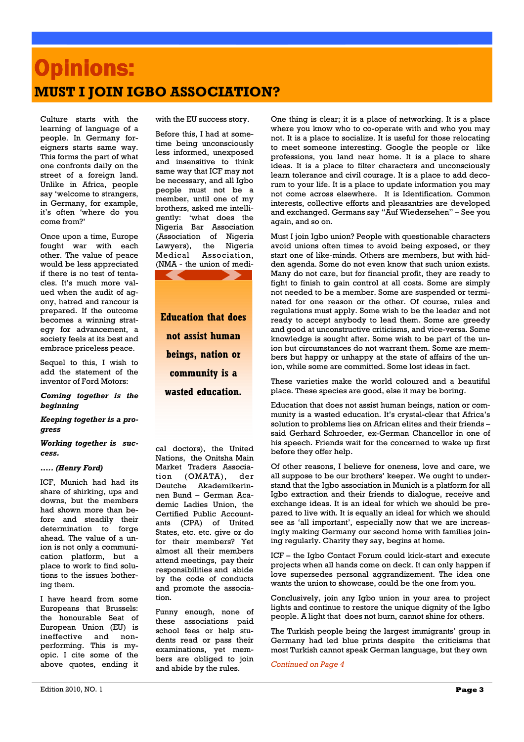# Opinions:

## MUST I JOIN IGBO ASSOCIATION?

Culture starts with the learning of language of a people. In Germany foreigners starts same way. This forms the part of what one confronts daily on the street of a foreign land. Unlike in Africa, people say 'welcome to strangers, in Germany, for example, it's often 'where do you come from?'

Once upon a time, Europe fought war with each other. The value of peace would be less appreciated if there is no test of tentacles. It's much more valued when the audit of agony, hatred and rancour is prepared. If the outcome becomes a winning strategy for advancement, a society feels at its best and embrace priceless peace.

Sequel to this, I wish to add the statement of the inventor of Ford Motors:

***Coming together is the beginning***

***Keeping together is a progress***

***Working together is success.***

***….. (Henry Ford)***

ICF, Munich had had its share of shirking, ups and downs, but the members had shown more than before and steadily their determination to forge ahead. The value of a union is not only a communication platform, but a place to work to find solutions to the issues bothering them.

I have heard from some Europeans that Brussels: the honourable Seat of European Union (EU) is ineffective and non-performing. This is myopic. I cite some of the above quotes, ending it with the EU success story.

Before this, I had at sometime being unconsciously less informed, unexposed and insensitive to think same way that ICF may not be necessary, and all Igbo people must not be a member, until one of my brothers, asked me intelligently: 'what does the Nigeria Bar Association (Association of Nigeria Lawyers), the Nigeria Medical Association, (NMA - the union of medical doctors), the United Nations, the Onitsha Main Market Traders Association (OMATA), der Deutche Akademikerinnen Bund – German Academic Ladies Union, the Certified Public Accountants (CPA) of United States, etc. etc. give or do for their members? Yet almost all their members attend meetings, pay their responsibilities and abide by the code of conducts and promote the association.

**Education that does not assist human beings, nation or community is a wasted education.**

Funny enough, none of these associations paid school fees or help students read or pass their examinations, yet members are obliged to join and abide by the rules.

One thing is clear; it is a place of networking. It is a place where you know who to co-operate with and who you may not. It is a place to socialize. It is useful for those relocating to meet someone interesting. Google the people or like professions, you land near home. It is a place to share ideas. It is a place to filter characters and unconsciously learn tolerance and civil courage. It is a place to add decorum to your life. It is a place to update information you may not come across elsewhere. It is Identification. Common interests, collective efforts and pleasantries are developed and exchanged. Germans say "Auf Wiedersehen" – See you again, and so on.

Must I join Igbo union? People with questionable characters avoid unions often times to avoid being exposed, or they start one of like-minds. Others are members, but with hidden agenda. Some do not even know that such union exists. Many do not care, but for financial profit, they are ready to fight to finish to gain control at all costs. Some are simply not needed to be a member. Some are suspended or terminated for one reason or the other. Of course, rules and regulations must apply. Some wish to be the leader and not ready to accept anybody to lead them. Some are greedy and good at unconstructive criticisms, and vice-versa. Some knowledge is sought after. Some wish to be part of the union but circumstances do not warrant them. Some are members but happy or unhappy at the state of affairs of the union, while some are committed. Some lost ideas in fact.

These varieties make the world coloured and a beautiful place. These species are good, else it may be boring.

Education that does not assist human beings, nation or community is a wasted education. It's crystal-clear that Africa's solution to problems lies on African elites and their friends – said Gerhard Schroeder, ex-German Chancellor in one of his speech. Friends wait for the concerned to wake up first before they offer help.

Of other reasons, I believe for oneness, love and care, we all suppose to be our brothers' keeper. We ought to understand that the Igbo association in Munich is a platform for all Igbo extraction and their friends to dialogue, receive and exchange ideas. It is an ideal for which we should be prepared to live with. It is equally an ideal for which we should see as 'all important', especially now that we are increasingly making Germany our second home with families joining regularly. Charity they say, begins at home.

ICF – the Igbo Contact Forum could kick-start and execute projects when all hands come on deck. It can only happen if love supersedes personal aggrandizement. The idea one wants the union to showcase, could be the one from you.

Conclusively, join any Igbo union in your area to project lights and continue to restore the unique dignity of the Igbo people. A light that does not burn, cannot shine for others.

The Turkish people being the largest immigrants' group in Germany had led blue prints despite the criticisms that most Turkish cannot speak German language, but they own

*Continued on Page 4*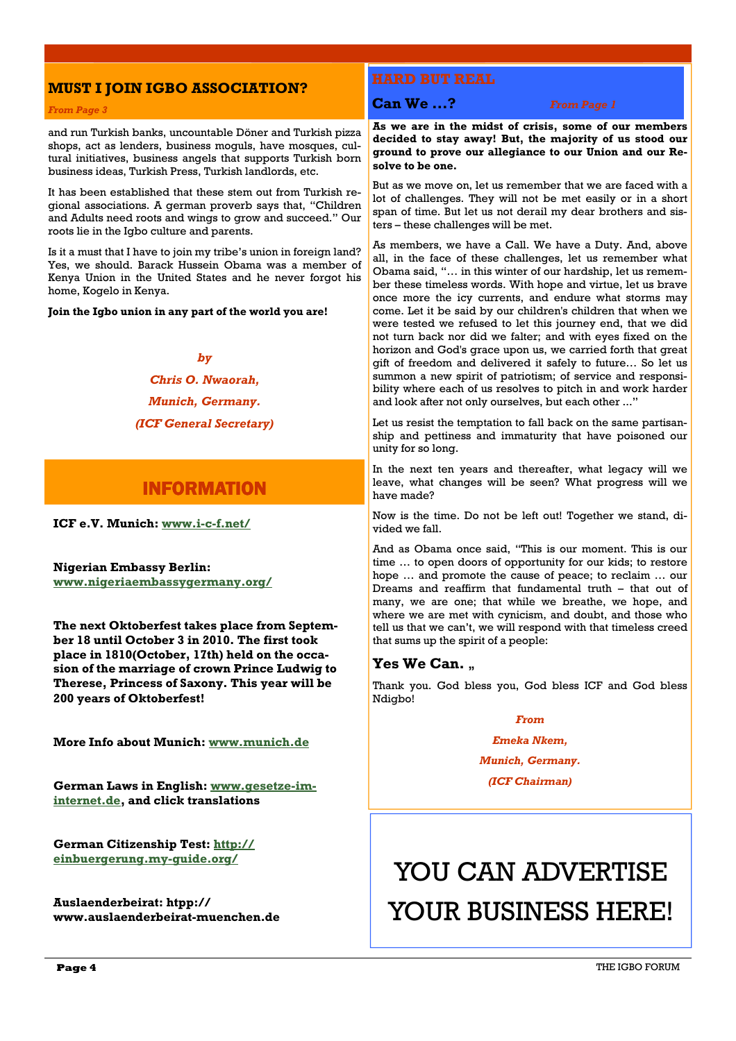## MUST I JOIN IGBO ASSOCIATION?

*From Page 3*

and run Turkish banks, uncountable Döner and Turkish pizza shops, act as lenders, business moguls, have mosques, cultural initiatives, business angels that supports Turkish born business ideas, Turkish Press, Turkish landlords, etc.

It has been established that these stem out from Turkish regional associations. A german proverb says that, "Children and Adults need roots and wings to grow and succeed." Our roots lie in the Igbo culture and parents.

Is it a must that I have to join my tribe's union in foreign land? Yes, we should. Barack Hussein Obama was a member of Kenya Union in the United States and he never forgot his home, Kogelo in Kenya.

**Join the Igbo union in any part of the world you are!**

*by*

*Chris O. Nwaorah,*

*Munich, Germany.*

*(ICF General Secretary)*

## INFORMATION

**ICF e.V. Munich: www.i-c-f.net/**

**Nigerian Embassy Berlin: www.nigeriaembassygermany.org/**

**The next Oktoberfest takes place from September 18 until October 3 in 2010. The first took place in 1810(October, 17th) held on the occasion of the marriage of crown Prince Ludwig to Therese, Princess of Saxony. This year will be 200 years of Oktoberfest!**

**More Info about Munich: www.munich.de**

**German Laws in English: www.gesetze-im-internet.de, and click translations**

**German Citizenship Test: http://einbuergerung.my-guide.org/**

**Auslaenderbeirat: htpp://www.auslaenderbeirat-muenchen.de**

## HARD BUT REAL

### Can We ...?

*From Page 1*

**As we are in the midst of crisis, some of our members decided to stay away! But, the majority of us stood our ground to prove our allegiance to our Union and our Resolve to be one.**

But as we move on, let us remember that we are faced with a lot of challenges. They will not be met easily or in a short span of time. But let us not derail my dear brothers and sisters – these challenges will be met.

As members, we have a Call. We have a Duty. And, above all, in the face of these challenges, let us remember what Obama said, "… in this winter of our hardship, let us remember these timeless words. With hope and virtue, let us brave once more the icy currents, and endure what storms may come. Let it be said by our children's children that when we were tested we refused to let this journey end, that we did not turn back nor did we falter; and with eyes fixed on the horizon and God's grace upon us, we carried forth that great gift of freedom and delivered it safely to future… So let us summon a new spirit of patriotism; of service and responsibility where each of us resolves to pitch in and work harder and look after not only ourselves, but each other ..."

Let us resist the temptation to fall back on the same partisanship and pettiness and immaturity that have poisoned our unity for so long.

In the next ten years and thereafter, what legacy will we leave, what changes will be seen? What progress will we have made?

Now is the time. Do not be left out! Together we stand, divided we fall.

And as Obama once said, "This is our moment. This is our time … to open doors of opportunity for our kids; to restore hope … and promote the cause of peace; to reclaim … our Dreams and reaffirm that fundamental truth – that out of many, we are one; that while we breathe, we hope, and where we are met with cynicism, and doubt, and those who tell us that we can't, we will respond with that timeless creed that sums up the spirit of a people:

**Yes We Can. „**

Thank you. God bless you, God bless ICF and God bless Ndigbo!

*From*

*Emeka Nkem,*

*Munich, Germany.*

*(ICF Chairman)*

YOU CAN ADVERTISE YOUR BUSINESS HERE!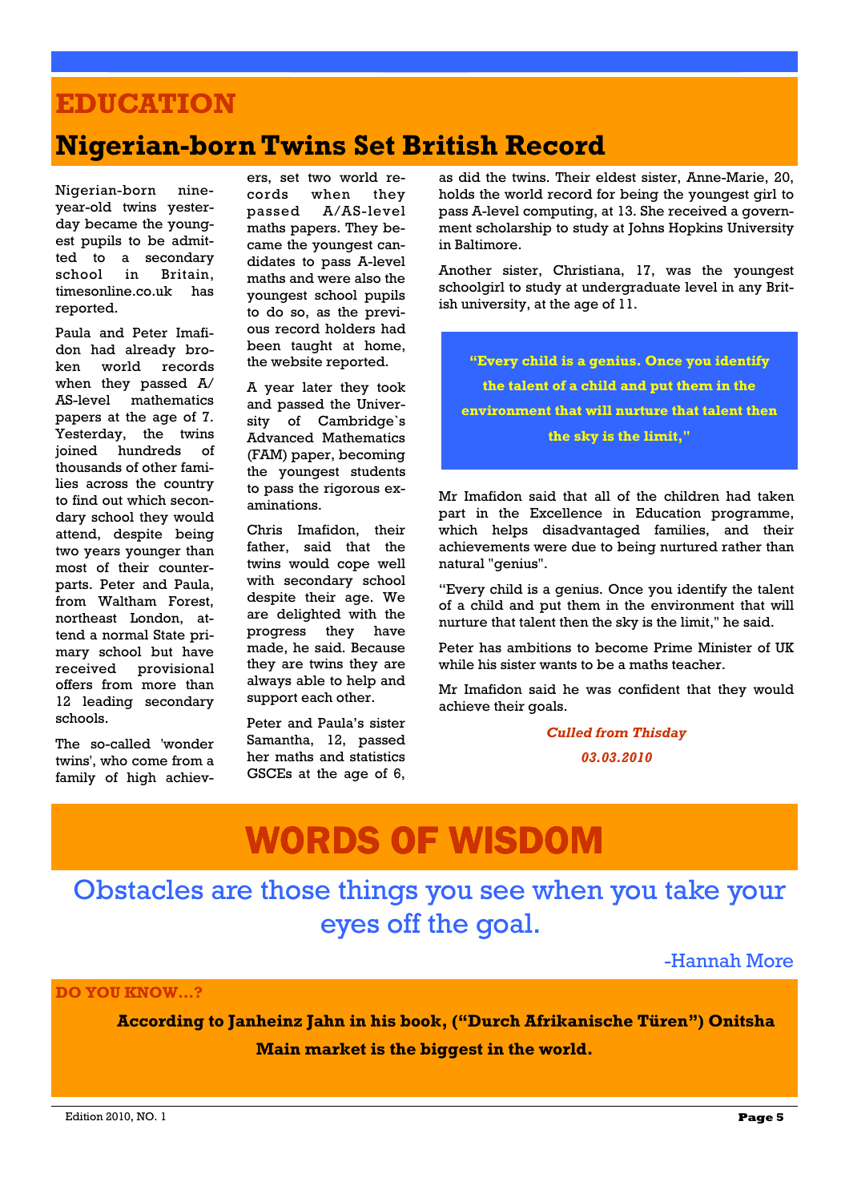# EDUCATION

## Nigerian-born Twins Set British Record

Nigerian-born nine-year-old twins yesterday became the youngest pupils to be admitted to a secondary school in Britain, timesonline.co.uk has reported.

Paula and Peter Imafidon had already broken world records when they passed A/AS-level mathematics papers at the age of 7. Yesterday, the twins joined hundreds of thousands of other families across the country to find out which secondary school they would attend, despite being two years younger than most of their counterparts. Peter and Paula, from Waltham Forest, northeast London, attend a normal State primary school but have received provisional offers from more than 12 leading secondary schools.

The so-called 'wonder twins', who come from a family of high achievers, set two world records when they passed A/AS-level maths papers. They became the youngest candidates to pass A-level maths and were also the youngest school pupils to do so, as the previous record holders had been taught at home, the website reported.

A year later they took and passed the University of Cambridge`s Advanced Mathematics (FAM) paper, becoming the youngest students to pass the rigorous examinations.

Chris Imafidon, their father, said that the twins would cope well with secondary school despite their age. We are delighted with the progress they have made, he said. Because they are twins they are always able to help and support each other.

Peter and Paula's sister Samantha, 12, passed her maths and statistics GSCEs at the age of 6, as did the twins. Their eldest sister, Anne-Marie, 20, holds the world record for being the youngest girl to pass A-level computing, at 13. She received a government scholarship to study at Johns Hopkins University in Baltimore.

Another sister, Christiana, 17, was the youngest schoolgirl to study at undergraduate level in any British university, at the age of 11.

> **"Every child is a genius. Once you identify the talent of a child and put them in the environment that will nurture that talent then the sky is the limit,"**

Mr Imafidon said that all of the children had taken part in the Excellence in Education programme, which helps disadvantaged families, and their achievements were due to being nurtured rather than natural "genius".

"Every child is a genius. Once you identify the talent of a child and put them in the environment that will nurture that talent then the sky is the limit," he said.

Peter has ambitions to become Prime Minister of UK while his sister wants to be a maths teacher.

Mr Imafidon said he was confident that they would achieve their goals.

***Culled from Thisday***

***03.03.2010***

# WORDS OF WISDOM

Obstacles are those things you see when you take your eyes off the goal.

-Hannah More

**DO YOU KNOW...?**

**According to Janheinz Jahn in his book, ("Durch Afrikanische Türen") Onitsha Main market is the biggest in the world.**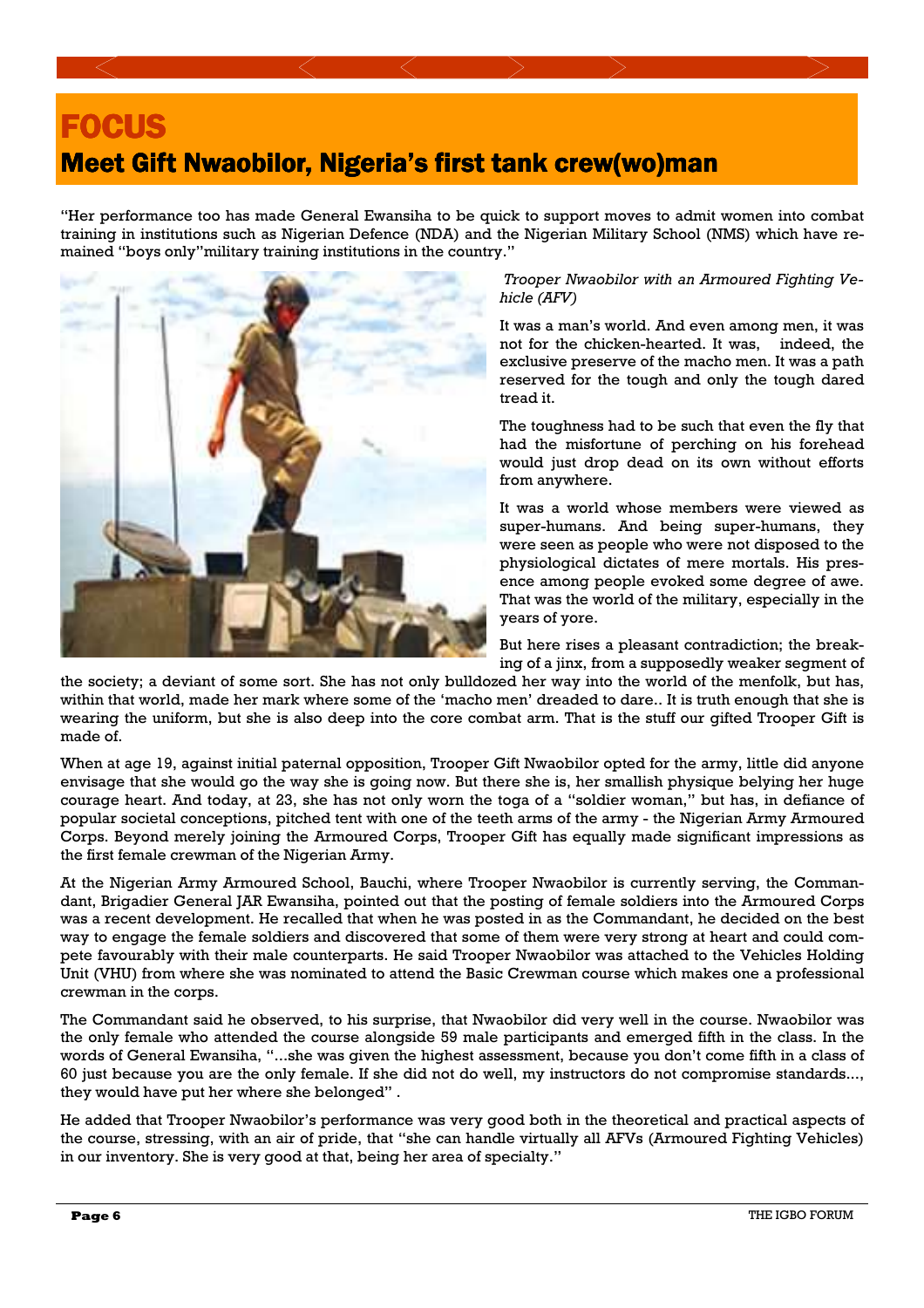# FOCUS

## Meet Gift Nwaobilor, Nigeria's first tank crew(wo)man

"Her performance too has made General Ewansiha to be quick to support moves to admit women into combat training in institutions such as Nigerian Defence (NDA) and the Nigerian Military School (NMS) which have remained "boys only"military training institutions in the country."

*Trooper Nwaobilor with an Armoured Fighting Vehicle (AFV)*

It was a man's world. And even among men, it was not for the chicken-hearted. It was, indeed, the exclusive preserve of the macho men. It was a path reserved for the tough and only the tough dared tread it.

The toughness had to be such that even the fly that had the misfortune of perching on his forehead would just drop dead on its own without efforts from anywhere.

It was a world whose members were viewed as super-humans. And being super-humans, they were seen as people who were not disposed to the physiological dictates of mere mortals. His presence among people evoked some degree of awe. That was the world of the military, especially in the years of yore.

But here rises a pleasant contradiction; the breaking of a jinx, from a supposedly weaker segment of the society; a deviant of some sort. She has not only bulldozed her way into the world of the menfolk, but has, within that world, made her mark where some of the 'macho men' dreaded to dare.. It is truth enough that she is wearing the uniform, but she is also deep into the core combat arm. That is the stuff our gifted Trooper Gift is made of.

When at age 19, against initial paternal opposition, Trooper Gift Nwaobilor opted for the army, little did anyone envisage that she would go the way she is going now. But there she is, her smallish physique belying her huge courage heart. And today, at 23, she has not only worn the toga of a "soldier woman," but has, in defiance of popular societal conceptions, pitched tent with one of the teeth arms of the army - the Nigerian Army Armoured Corps. Beyond merely joining the Armoured Corps, Trooper Gift has equally made significant impressions as the first female crewman of the Nigerian Army.

At the Nigerian Army Armoured School, Bauchi, where Trooper Nwaobilor is currently serving, the Commandant, Brigadier General JAR Ewansiha, pointed out that the posting of female soldiers into the Armoured Corps was a recent development. He recalled that when he was posted in as the Commandant, he decided on the best way to engage the female soldiers and discovered that some of them were very strong at heart and could compete favourably with their male counterparts. He said Trooper Nwaobilor was attached to the Vehicles Holding Unit (VHU) from where she was nominated to attend the Basic Crewman course which makes one a professional crewman in the corps.

The Commandant said he observed, to his surprise, that Nwaobilor did very well in the course. Nwaobilor was the only female who attended the course alongside 59 male participants and emerged fifth in the class. In the words of General Ewansiha, "...she was given the highest assessment, because you don't come fifth in a class of 60 just because you are the only female. If she did not do well, my instructors do not compromise standards..., they would have put her where she belonged" .

He added that Trooper Nwaobilor's performance was very good both in the theoretical and practical aspects of the course, stressing, with an air of pride, that "she can handle virtually all AFVs (Armoured Fighting Vehicles) in our inventory. She is very good at that, being her area of specialty."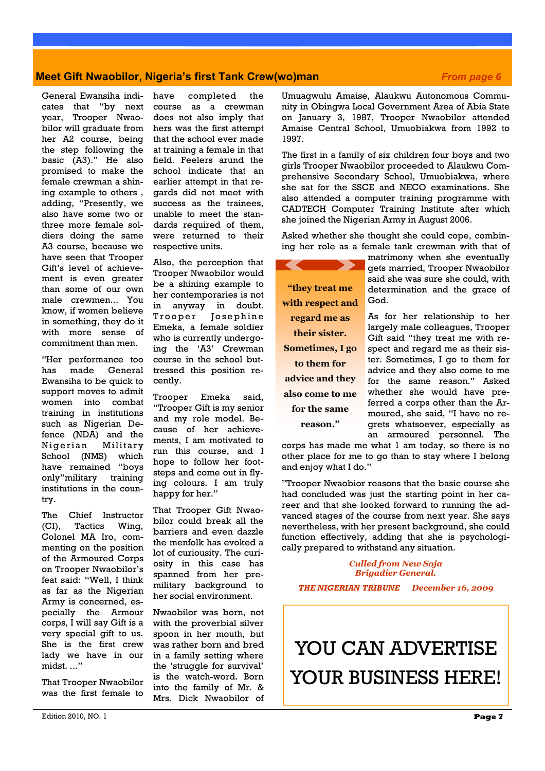## Meet Gift Nwaobilor, Nigeria's first Tank Crew(wo)man

*From page 6*

General Ewansiha indicates that "by next year, Trooper Nwaobilor will graduate from her A2 course, being the step following the basic (A3)." He also promised to make the female crewman a shining example to others , adding, "Presently, we also have some two or three more female soldiers doing the same A3 course, because we have seen that Trooper Gift's level of achievement is even greater than some of our own male crewmen... You know, if women believe in something, they do it with more sense of commitment than men.

"Her performance too has made General Ewansiha to be quick to support moves to admit women into combat training in institutions such as Nigerian Defence (NDA) and the Nigerian Military School (NMS) which have remained "boys only"military training institutions in the country.

The Chief Instructor (CI), Tactics Wing, Colonel MA Iro, commenting on the position of the Armoured Corps on Trooper Nwaobilor's feat said: "Well, I think as far as the Nigerian Army is concerned, especially the Armour corps, I will say Gift is a very special gift to us. She is the first crew lady we have in our midst. ..."

That Trooper Nwaobilor was the first female to have completed the course as a crewman does not also imply that hers was the first attempt that the school ever made at training a female in that field. Feelers arund the school indicate that an earlier attempt in that regards did not meet with success as the trainees, unable to meet the standards required of them, were returned to their respective units.

Also, the perception that Trooper Nwaobilor would be a shining example to her contemporaries is not in anyway in doubt. Trooper Josephine Emeka, a female soldier who is currently undergoing the 'A3' Crewman course in the school buttressed this position recently.

Trooper Emeka said, "Trooper Gift is my senior and my role model. Because of her achievements, I am motivated to run this course, and I hope to follow her footsteps and come out in flying colours. I am truly happy for her."

That Trooper Gift Nwaobilor could break all the barriers and even dazzle the menfolk has evoked a lot of curiousity. The curiosity in this case has spanned from her pre-military background to her social environment.

Nwaobilor was born, not with the proverbial silver spoon in her mouth, but was rather born and bred in a family setting where the 'struggle for survival' is the watch-word. Born into the family of Mr. & Mrs. Dick Nwaobilor of Umuagwulu Amaise, Alaukwu Autonomous Community in Obingwa Local Government Area of Abia State on January 3, 1987, Trooper Nwaobilor attended Amaise Central School, Umuobiakwa from 1992 to 1997.

The first in a family of six children four boys and two girls Trooper Nwaobilor proceeded to Alaukwu Comprehensive Secondary School, Umuobiakwa, where she sat for the SSCE and NECO examinations. She also attended a computer training programme with CADTECH Computer Training Institute after which she joined the Nigerian Army in August 2006.

Asked whether she thought she could cope, combining her role as a female tank crewman with that of matrimony when she eventually gets married, Trooper Nwaobilor said she was sure she could, with determination and the grace of God.

> **"they treat me with respect and regard me as their sister. Sometimes, I go to them for advice and they also come to me for the same reason."**

As for her relationship to her largely male colleagues, Trooper Gift said "they treat me with respect and regard me as their sister. Sometimes, I go to them for advice and they also come to me for the same reason." Asked whether she would have preferred a corps other than the Armoured, she said, "I have no regrets whatsoever, especially as an armoured personnel. The corps has made me what 1 am today, so there is no other place for me to go than to stay where I belong and enjoy what I do."

"Trooper Nwaobior reasons that the basic course she had concluded was just the starting point in her career and that she looked forward to running the advanced stages of the course from next year. She says nevertheless, with her present background, she could function effectively, adding that she is psychologically prepared to withstand any situation.

*Culled from New Soja Brigadier General.*

*THE NIGERIAN TRIBUNE December 16, 2009*

YOU CAN ADVERTISE YOUR BUSINESS HERE!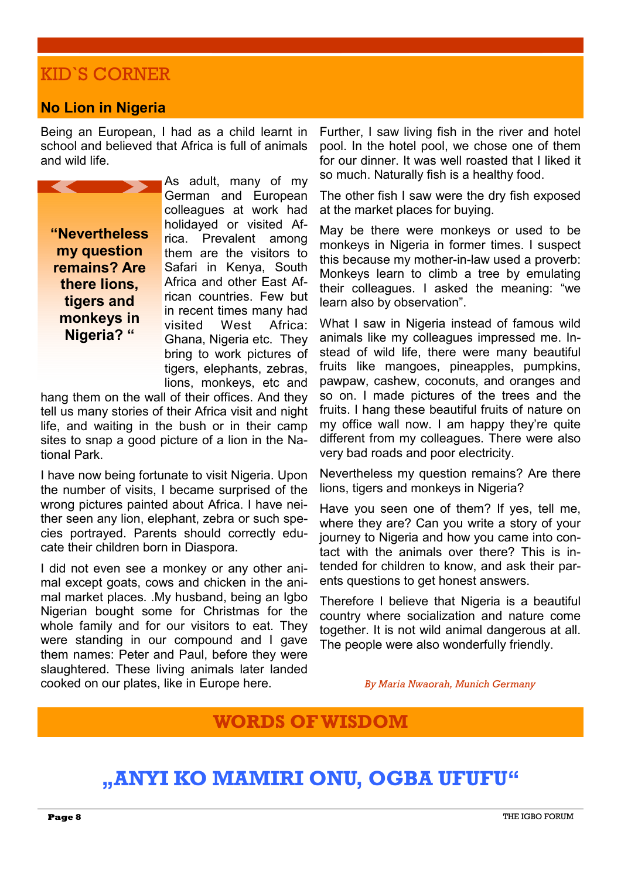## KID`S CORNER

### No Lion in Nigeria

Being an European, I had as a child learnt in school and believed that Africa is full of animals and wild life.

> **"Nevertheless my question remains? Are there lions, tigers and monkeys in Nigeria? "**

As adult, many of my German and European colleagues at work had holidayed or visited Africa. Prevalent among them are the visitors to Safari in Kenya, South Africa and other East African countries. Few but in recent times many had visited West Africa: Ghana, Nigeria etc. They bring to work pictures of tigers, elephants, zebras, lions, monkeys, etc and hang them on the wall of their offices. And they tell us many stories of their Africa visit and night life, and waiting in the bush or in their camp sites to snap a good picture of a lion in the National Park.

I have now being fortunate to visit Nigeria. Upon the number of visits, I became surprised of the wrong pictures painted about Africa. I have neither seen any lion, elephant, zebra or such species portrayed. Parents should correctly educate their children born in Diaspora.

I did not even see a monkey or any other animal except goats, cows and chicken in the animal market places. .My husband, being an Igbo Nigerian bought some for Christmas for the whole family and for our visitors to eat. They were standing in our compound and I gave them names: Peter and Paul, before they were slaughtered. These living animals later landed cooked on our plates, like in Europe here.

Further, I saw living fish in the river and hotel pool. In the hotel pool, we chose one of them for our dinner. It was well roasted that I liked it so much. Naturally fish is a healthy food.

The other fish I saw were the dry fish exposed at the market places for buying.

May be there were monkeys or used to be monkeys in Nigeria in former times. I suspect this because my mother-in-law used a proverb: Monkeys learn to climb a tree by emulating their colleagues. I asked the meaning: "we learn also by observation".

What I saw in Nigeria instead of famous wild animals like my colleagues impressed me. Instead of wild life, there were many beautiful fruits like mangoes, pineapples, pumpkins, pawpaw, cashew, coconuts, and oranges and so on. I made pictures of the trees and the fruits. I hang these beautiful fruits of nature on my office wall now. I am happy they're quite different from my colleagues. There were also very bad roads and poor electricity.

Nevertheless my question remains? Are there lions, tigers and monkeys in Nigeria?

Have you seen one of them? If yes, tell me, where they are? Can you write a story of your journey to Nigeria and how you came into contact with the animals over there? This is intended for children to know, and ask their parents questions to get honest answers.

Therefore I believe that Nigeria is a beautiful country where socialization and nature come together. It is not wild animal dangerous at all. The people were also wonderfully friendly.

*By Maria Nwaorah, Munich Germany*

## WORDS OF WISDOM

## „ANYI KO MAMIRI ONU, OGBA UFUFU"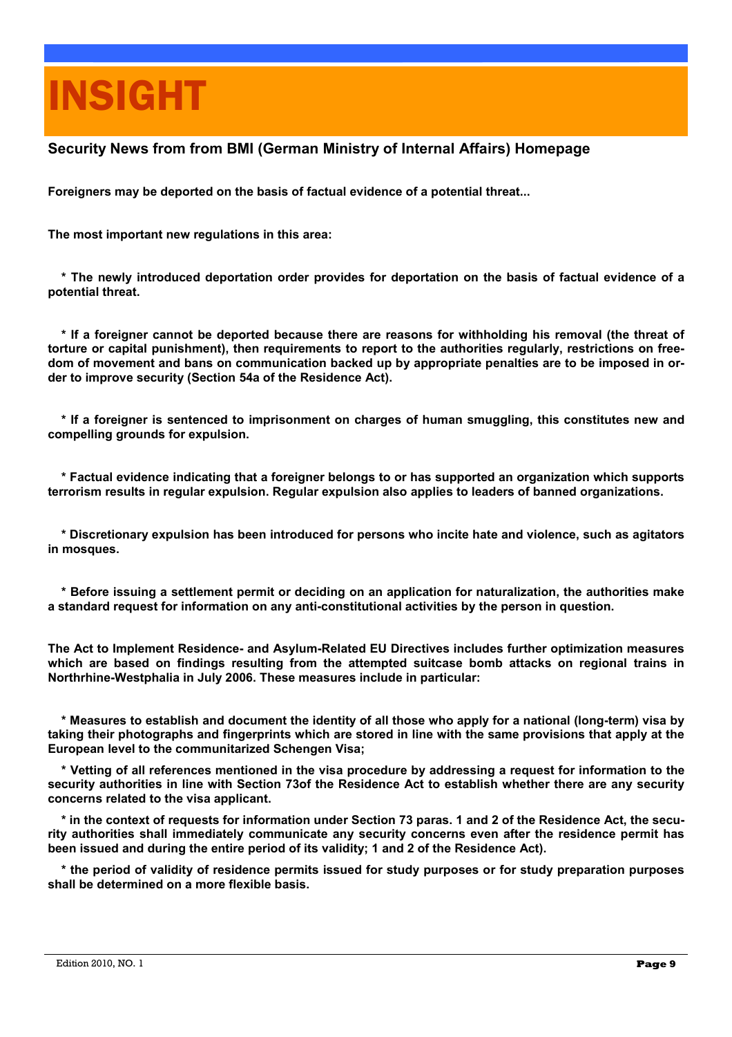# INSIGHT

## Security News from from BMI (German Ministry of Internal Affairs) Homepage

**Foreigners may be deported on the basis of factual evidence of a potential threat...**

**The most important new regulations in this area:**

**\* The newly introduced deportation order provides for deportation on the basis of factual evidence of a potential threat.**

**\* If a foreigner cannot be deported because there are reasons for withholding his removal (the threat of torture or capital punishment), then requirements to report to the authorities regularly, restrictions on freedom of movement and bans on communication backed up by appropriate penalties are to be imposed in order to improve security (Section 54a of the Residence Act).**

**\* If a foreigner is sentenced to imprisonment on charges of human smuggling, this constitutes new and compelling grounds for expulsion.**

**\* Factual evidence indicating that a foreigner belongs to or has supported an organization which supports terrorism results in regular expulsion. Regular expulsion also applies to leaders of banned organizations.**

**\* Discretionary expulsion has been introduced for persons who incite hate and violence, such as agitators in mosques.**

**\* Before issuing a settlement permit or deciding on an application for naturalization, the authorities make a standard request for information on any anti-constitutional activities by the person in question.**

**The Act to Implement Residence- and Asylum-Related EU Directives includes further optimization measures which are based on findings resulting from the attempted suitcase bomb attacks on regional trains in Northrhine-Westphalia in July 2006. These measures include in particular:**

**\* Measures to establish and document the identity of all those who apply for a national (long-term) visa by taking their photographs and fingerprints which are stored in line with the same provisions that apply at the European level to the communitarized Schengen Visa;**

**\* Vetting of all references mentioned in the visa procedure by addressing a request for information to the security authorities in line with Section 73of the Residence Act to establish whether there are any security concerns related to the visa applicant.**

**\* in the context of requests for information under Section 73 paras. 1 and 2 of the Residence Act, the security authorities shall immediately communicate any security concerns even after the residence permit has been issued and during the entire period of its validity; 1 and 2 of the Residence Act).**

**\* the period of validity of residence permits issued for study purposes or for study preparation purposes shall be determined on a more flexible basis.**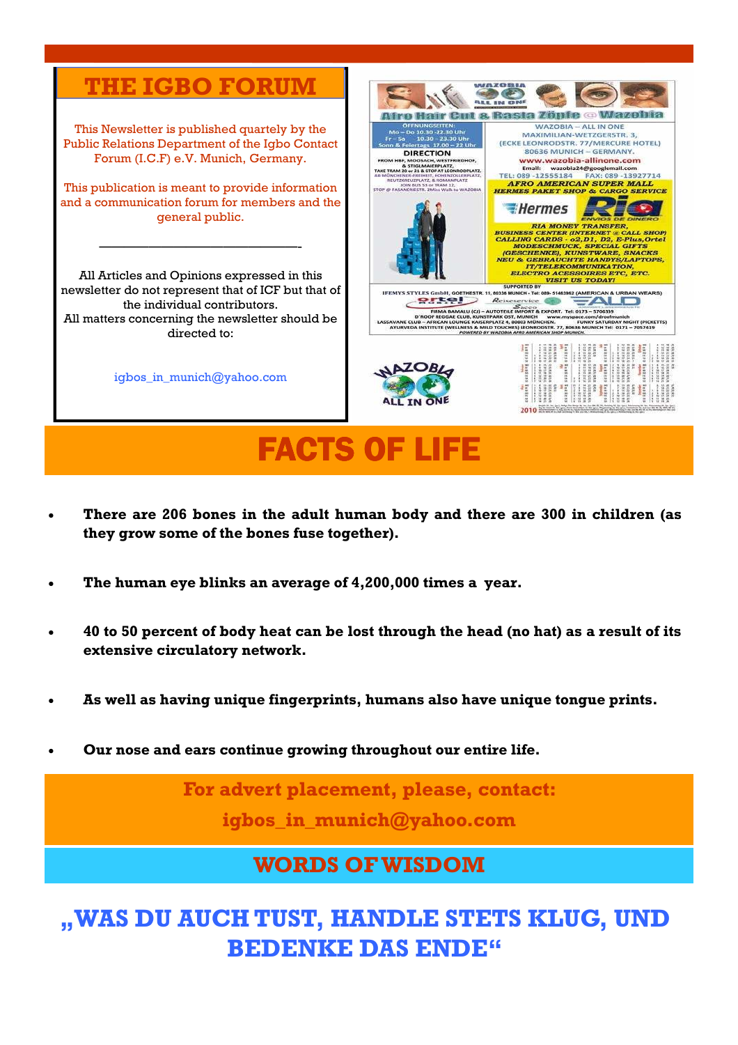# THE IGBO FORUM

This Newsletter is published quartely by the Public Relations Department of the Igbo Contact Forum (I.C.F) e.V. Munich, Germany.

This publication is meant to provide information and a communication forum for members and the general public.

---

All Articles and Opinions expressed in this newsletter do not represent that of ICF but that of the individual contributors.
All matters concerning the newsletter should be directed to:

igbos_in_munich@yahoo.com

WAZOBIA ALL IN ONE

Afro Hair Cut & Rasta Zöpfe @ Wazobia

ÖFFNUNGSZEITEN:
Mo – Do 10.30 -22.30 Uhr
Fr – Sa 10.30 – 23.30 Uhr
Sonn & Feiertags 17.00 – 22 Uhr

DIRECTION
FROM HBF, MOOSACH, WESTFRIEDHOF, & STIGLMAIERPLATZ, TAKE TRAM 20 or 21 & STOP AT LEONRODPLATZ. AB MÜNCHENER-FREIHEIT, HOHENZOLLERPLATZ, REUTZKREUZPLATZ, & ROMANPLATZ JOIN BUS 53 or TRAM 12, STOP @ FASANERIESTR. 2Min Walk to WAZOBIA

WAZOBIA – ALL IN ONE
MAXIMILIAN-WETZGERSTR. 3,
(ECKE LEONRODSTR. 77/MERCURE HOTEL)
80636 MUNICH – GERMANY.
www.wazobia-allinone.com
Email: wazobia24@googlemail.com
TEL: 089 -12555184 FAX: 089 -13927714

AFRO AMERICAN SUPER MALL
HERMES PAKET SHOP & CARGO SERVICE

RIA MONEY TRANSFER,
BUSINESS CENTER (INTERNET @ CALL SHOP)
CALLING CARDS - o2, D1, D2, E-Plus, Ortel
MODESCHMUCK, SPECIAL GIFTS (GESCHENKE), KUNSTWARE, SNACKS
NEU & GEBRAUCHTE HANDYS/LAPTOPS, IT/TELEKOMMUNIKATION,
ELECTRO ACESSOIRES ETC, ETC.
VISIT US TODAY!

SUPPORTED BY
IFEMYS STYLES GmbH, GOETHESTR. 11, 80336 MUNICH - Tel: 089- 51453962 (AMERICAN & URBAN WEARS)
FIRMA BAMALU (CJ) – AUTOTEILE IMPORT & EXPORT. Tel: 0173 – 5700339
D'ROOF REGGAE CLUB, KUNSTPARK OST, MUNICH www.myspace.com/droofmunich
LASSAVANE CLUB – AFRICAN LOUNGE KAISERPLATZ 4, 80803 MÜNCHEN. FUNKY SATURDAY NIGHT (PICKETTS)
AYURVEDA INSTITUTE (WELLNESS & MILD TOUCHES) LEONRODSTR. 77, 80636 MUNICH Tel: 0171 – 7057419
POWERED BY WAZOBIA AFRO AMERICAN SHOP MUNICH.

WAZOBIA ALL IN ONE

2010

# FACTS OF LIFE

- **There are 206 bones in the adult human body and there are 300 in children (as they grow some of the bones fuse together).**
- **The human eye blinks an average of 4,200,000 times a year.**
- **40 to 50 percent of body heat can be lost through the head (no hat) as a result of its extensive circulatory network.**
- **As well as having unique fingerprints, humans also have unique tongue prints.**
- **Our nose and ears continue growing throughout our entire life.**

**For advert placement, please, contact:**
**igbos_in_munich@yahoo.com**

## WORDS OF WISDOM

# „WAS DU AUCH TUST, HANDLE STETS KLUG, UND BEDENKE DAS ENDE"